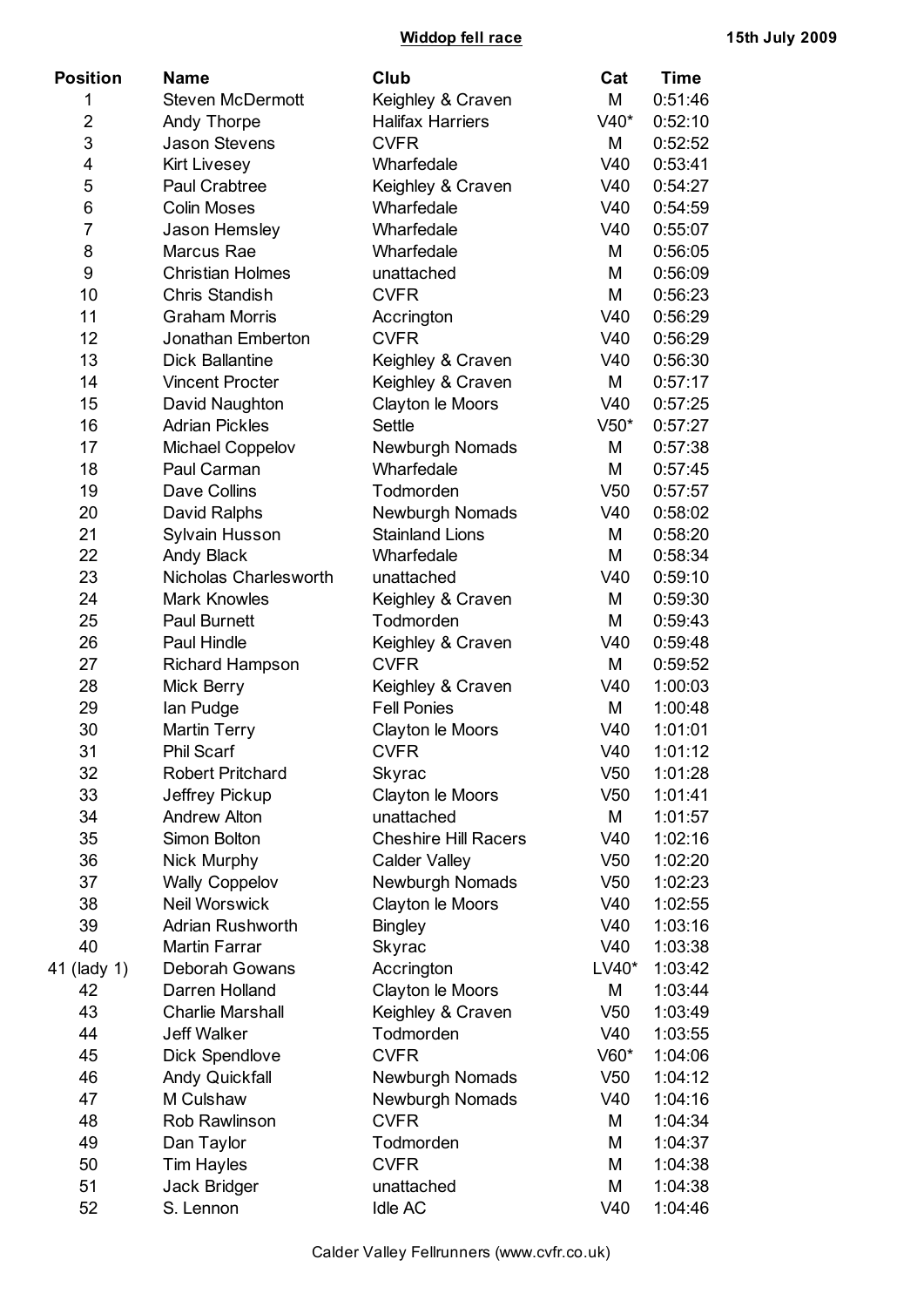**Widdop fell race** **15th July 2009**

| Position | Name | Club | Cat | Time |
|---|---|---|---|---|
| 1 | Steven McDermott | Keighley & Craven | M | 0:51:46 |
| 2 | Andy Thorpe | Halifax Harriers | V40* | 0:52:10 |
| 3 | Jason Stevens | CVFR | M | 0:52:52 |
| 4 | Kirt Livesey | Wharfedale | V40 | 0:53:41 |
| 5 | Paul Crabtree | Keighley & Craven | V40 | 0:54:27 |
| 6 | Colin Moses | Wharfedale | V40 | 0:54:59 |
| 7 | Jason Hemsley | Wharfedale | V40 | 0:55:07 |
| 8 | Marcus Rae | Wharfedale | M | 0:56:05 |
| 9 | Christian Holmes | unattached | M | 0:56:09 |
| 10 | Chris Standish | CVFR | M | 0:56:23 |
| 11 | Graham Morris | Accrington | V40 | 0:56:29 |
| 12 | Jonathan Emberton | CVFR | V40 | 0:56:29 |
| 13 | Dick Ballantine | Keighley & Craven | V40 | 0:56:30 |
| 14 | Vincent Procter | Keighley & Craven | M | 0:57:17 |
| 15 | David Naughton | Clayton le Moors | V40 | 0:57:25 |
| 16 | Adrian Pickles | Settle | V50* | 0:57:27 |
| 17 | Michael Coppelov | Newburgh Nomads | M | 0:57:38 |
| 18 | Paul Carman | Wharfedale | M | 0:57:45 |
| 19 | Dave Collins | Todmorden | V50 | 0:57:57 |
| 20 | David Ralphs | Newburgh Nomads | V40 | 0:58:02 |
| 21 | Sylvain Husson | Stainland Lions | M | 0:58:20 |
| 22 | Andy Black | Wharfedale | M | 0:58:34 |
| 23 | Nicholas Charlesworth | unattached | V40 | 0:59:10 |
| 24 | Mark Knowles | Keighley & Craven | M | 0:59:30 |
| 25 | Paul Burnett | Todmorden | M | 0:59:43 |
| 26 | Paul Hindle | Keighley & Craven | V40 | 0:59:48 |
| 27 | Richard Hampson | CVFR | M | 0:59:52 |
| 28 | Mick Berry | Keighley & Craven | V40 | 1:00:03 |
| 29 | Ian Pudge | Fell Ponies | M | 1:00:48 |
| 30 | Martin Terry | Clayton le Moors | V40 | 1:01:01 |
| 31 | Phil Scarf | CVFR | V40 | 1:01:12 |
| 32 | Robert Pritchard | Skyrac | V50 | 1:01:28 |
| 33 | Jeffrey Pickup | Clayton le Moors | V50 | 1:01:41 |
| 34 | Andrew Alton | unattached | M | 1:01:57 |
| 35 | Simon Bolton | Cheshire Hill Racers | V40 | 1:02:16 |
| 36 | Nick Murphy | Calder Valley | V50 | 1:02:20 |
| 37 | Wally Coppelov | Newburgh Nomads | V50 | 1:02:23 |
| 38 | Neil Worswick | Clayton le Moors | V40 | 1:02:55 |
| 39 | Adrian Rushworth | Bingley | V40 | 1:03:16 |
| 40 | Martin Farrar | Skyrac | V40 | 1:03:38 |
| 41 (lady 1) | Deborah Gowans | Accrington | LV40* | 1:03:42 |
| 42 | Darren Holland | Clayton le Moors | M | 1:03:44 |
| 43 | Charlie Marshall | Keighley & Craven | V50 | 1:03:49 |
| 44 | Jeff Walker | Todmorden | V40 | 1:03:55 |
| 45 | Dick Spendlove | CVFR | V60* | 1:04:06 |
| 46 | Andy Quickfall | Newburgh Nomads | V50 | 1:04:12 |
| 47 | M Culshaw | Newburgh Nomads | V40 | 1:04:16 |
| 48 | Rob Rawlinson | CVFR | M | 1:04:34 |
| 49 | Dan Taylor | Todmorden | M | 1:04:37 |
| 50 | Tim Hayles | CVFR | M | 1:04:38 |
| 51 | Jack Bridger | unattached | M | 1:04:38 |
| 52 | S. Lennon | Idle AC | V40 | 1:04:46 |

Calder Valley Fellrunners (www.cvfr.co.uk)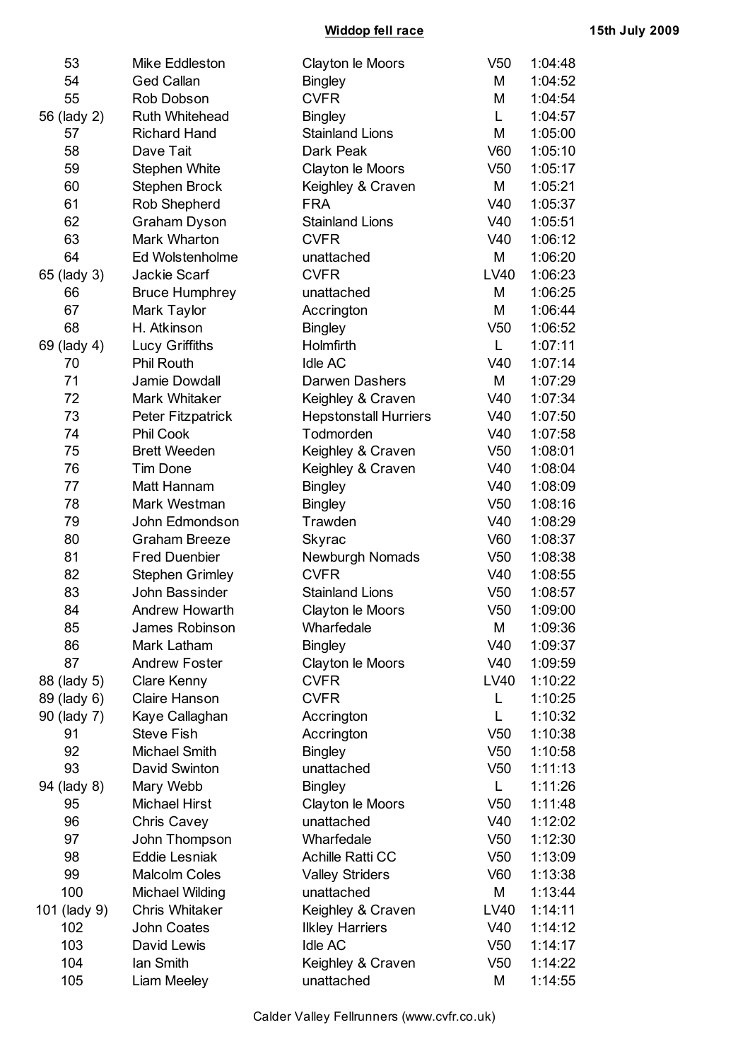| | | | | |
|---|---|---|---|---|
| 53 | Mike Eddleston | Clayton le Moors | V50 | 1:04:48 |
| 54 | Ged Callan | Bingley | M | 1:04:52 |
| 55 | Rob Dobson | CVFR | M | 1:04:54 |
| 56 (lady 2) | Ruth Whitehead | Bingley | L | 1:04:57 |
| 57 | Richard Hand | Stainland Lions | M | 1:05:00 |
| 58 | Dave Tait | Dark Peak | V60 | 1:05:10 |
| 59 | Stephen White | Clayton le Moors | V50 | 1:05:17 |
| 60 | Stephen Brock | Keighley & Craven | M | 1:05:21 |
| 61 | Rob Shepherd | FRA | V40 | 1:05:37 |
| 62 | Graham Dyson | Stainland Lions | V40 | 1:05:51 |
| 63 | Mark Wharton | CVFR | V40 | 1:06:12 |
| 64 | Ed Wolstenholme | unattached | M | 1:06:20 |
| 65 (lady 3) | Jackie Scarf | CVFR | LV40 | 1:06:23 |
| 66 | Bruce Humphrey | unattached | M | 1:06:25 |
| 67 | Mark Taylor | Accrington | M | 1:06:44 |
| 68 | H. Atkinson | Bingley | V50 | 1:06:52 |
| 69 (lady 4) | Lucy Griffiths | Holmfirth | L | 1:07:11 |
| 70 | Phil Routh | Idle AC | V40 | 1:07:14 |
| 71 | Jamie Dowdall | Darwen Dashers | M | 1:07:29 |
| 72 | Mark Whitaker | Keighley & Craven | V40 | 1:07:34 |
| 73 | Peter Fitzpatrick | Hepstonstall Hurriers | V40 | 1:07:50 |
| 74 | Phil Cook | Todmorden | V40 | 1:07:58 |
| 75 | Brett Weeden | Keighley & Craven | V50 | 1:08:01 |
| 76 | Tim Done | Keighley & Craven | V40 | 1:08:04 |
| 77 | Matt Hannam | Bingley | V40 | 1:08:09 |
| 78 | Mark Westman | Bingley | V50 | 1:08:16 |
| 79 | John Edmondson | Trawden | V40 | 1:08:29 |
| 80 | Graham Breeze | Skyrac | V60 | 1:08:37 |
| 81 | Fred Duenbier | Newburgh Nomads | V50 | 1:08:38 |
| 82 | Stephen Grimley | CVFR | V40 | 1:08:55 |
| 83 | John Bassinder | Stainland Lions | V50 | 1:08:57 |
| 84 | Andrew Howarth | Clayton le Moors | V50 | 1:09:00 |
| 85 | James Robinson | Wharfedale | M | 1:09:36 |
| 86 | Mark Latham | Bingley | V40 | 1:09:37 |
| 87 | Andrew Foster | Clayton le Moors | V40 | 1:09:59 |
| 88 (lady 5) | Clare Kenny | CVFR | LV40 | 1:10:22 |
| 89 (lady 6) | Claire Hanson | CVFR | L | 1:10:25 |
| 90 (lady 7) | Kaye Callaghan | Accrington | L | 1:10:32 |
| 91 | Steve Fish | Accrington | V50 | 1:10:38 |
| 92 | Michael Smith | Bingley | V50 | 1:10:58 |
| 93 | David Swinton | unattached | V50 | 1:11:13 |
| 94 (lady 8) | Mary Webb | Bingley | L | 1:11:26 |
| 95 | Michael Hirst | Clayton le Moors | V50 | 1:11:48 |
| 96 | Chris Cavey | unattached | V40 | 1:12:02 |
| 97 | John Thompson | Wharfedale | V50 | 1:12:30 |
| 98 | Eddie Lesniak | Achille Ratti CC | V50 | 1:13:09 |
| 99 | Malcolm Coles | Valley Striders | V60 | 1:13:38 |
| 100 | Michael Wilding | unattached | M | 1:13:44 |
| 101 (lady 9) | Chris Whitaker | Keighley & Craven | LV40 | 1:14:11 |
| 102 | John Coates | Ilkley Harriers | V40 | 1:14:12 |
| 103 | David Lewis | Idle AC | V50 | 1:14:17 |
| 104 | Ian Smith | Keighley & Craven | V50 | 1:14:22 |
| 105 | Liam Meeley | unattached | M | 1:14:55 |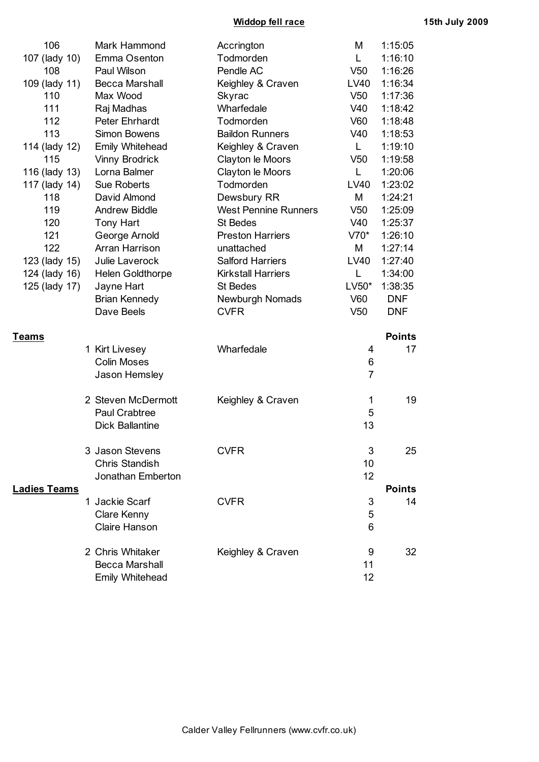| | | | | |
|---|---|---|---|---|
| 106 | Mark Hammond | Accrington | M | 1:15:05 |
| 107 (lady 10) | Emma Osenton | Todmorden | L | 1:16:10 |
| 108 | Paul Wilson | Pendle AC | V50 | 1:16:26 |
| 109 (lady 11) | Becca Marshall | Keighley & Craven | LV40 | 1:16:34 |
| 110 | Max Wood | Skyrac | V50 | 1:17:36 |
| 111 | Raj Madhas | Wharfedale | V40 | 1:18:42 |
| 112 | Peter Ehrhardt | Todmorden | V60 | 1:18:48 |
| 113 | Simon Bowens | Baildon Runners | V40 | 1:18:53 |
| 114 (lady 12) | Emily Whitehead | Keighley & Craven | L | 1:19:10 |
| 115 | Vinny Brodrick | Clayton le Moors | V50 | 1:19:58 |
| 116 (lady 13) | Lorna Balmer | Clayton le Moors | L | 1:20:06 |
| 117 (lady 14) | Sue Roberts | Todmorden | LV40 | 1:23:02 |
| 118 | David Almond | Dewsbury RR | M | 1:24:21 |
| 119 | Andrew Biddle | West Pennine Runners | V50 | 1:25:09 |
| 120 | Tony Hart | St Bedes | V40 | 1:25:37 |
| 121 | George Arnold | Preston Harriers | V70* | 1:26:10 |
| 122 | Arran Harrison | unattached | M | 1:27:14 |
| 123 (lady 15) | Julie Laverock | Salford Harriers | LV40 | 1:27:40 |
| 124 (lady 16) | Helen Goldthorpe | Kirkstall Harriers | L | 1:34:00 |
| 125 (lady 17) | Jayne Hart | St Bedes | LV50* | 1:38:35 |
| | Brian Kennedy | Newburgh Nomads | V60 | DNF |
| | Dave Beels | CVFR | V50 | DNF |

## Teams

| | | | | Points |
|---|---|---|---|---|
| 1 | Kirt Livesey | Wharfedale | 4 | 17 |
| | Colin Moses | | 6 | |
| | Jason Hemsley | | 7 | |
| 2 | Steven McDermott | Keighley & Craven | 1 | 19 |
| | Paul Crabtree | | 5 | |
| | Dick Ballantine | | 13 | |
| 3 | Jason Stevens | CVFR | 3 | 25 |
| | Chris Standish | | 10 | |
| | Jonathan Emberton | | 12 | |

## Ladies Teams

| | | | | Points |
|---|---|---|---|---|
| 1 | Jackie Scarf | CVFR | 3 | 14 |
| | Clare Kenny | | 5 | |
| | Claire Hanson | | 6 | |
| 2 | Chris Whitaker | Keighley & Craven | 9 | 32 |
| | Becca Marshall | | 11 | |
| | Emily Whitehead | | 12 | |